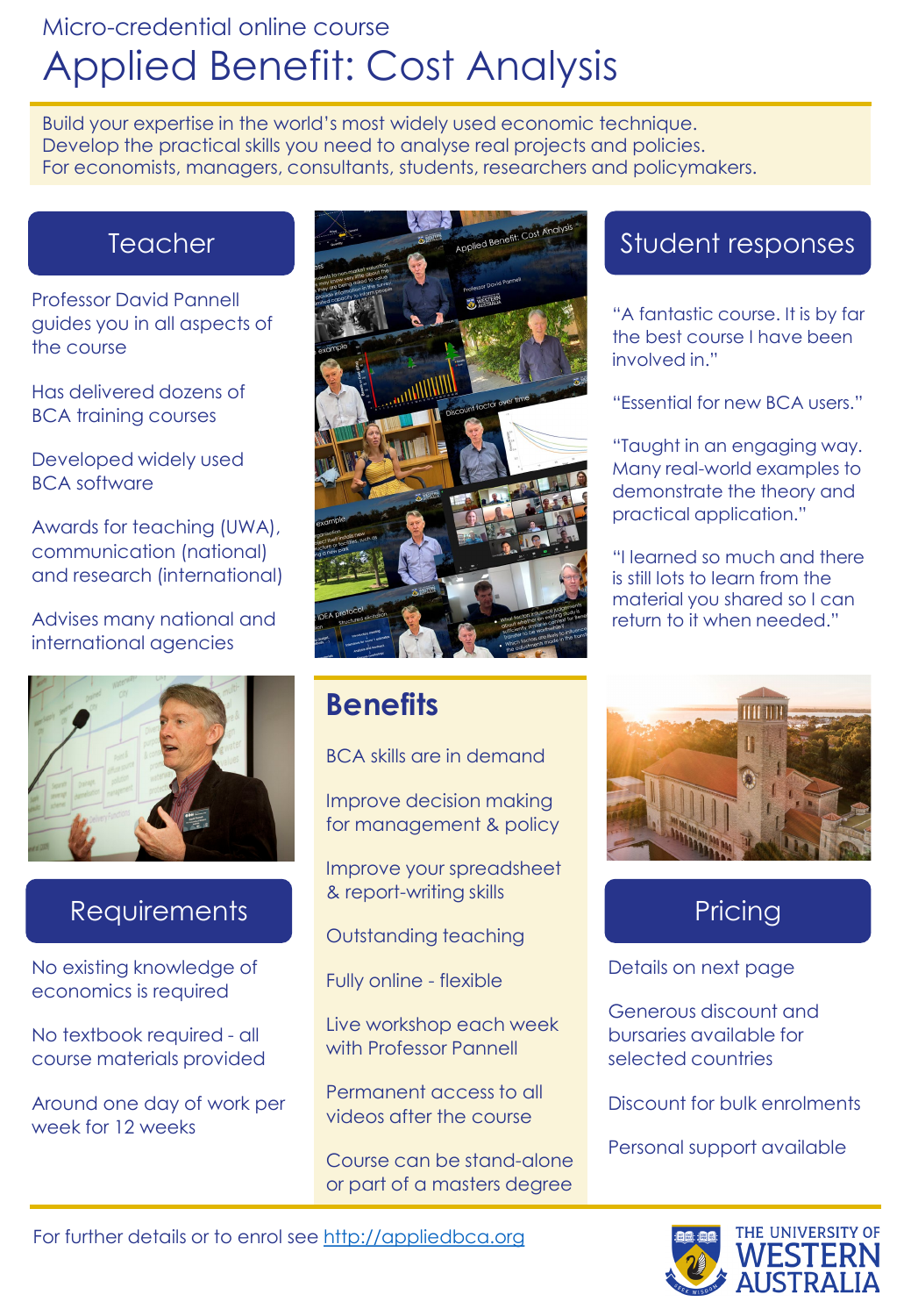Micro-credential online course

# Applied Benefit: Cost Analysis

Build your expertise in the world's most widely used economic technique.
Develop the practical skills you need to analyse real projects and policies.
For economists, managers, consultants, students, researchers and policymakers.

## Teacher

Professor David Pannell guides you in all aspects of the course

Has delivered dozens of BCA training courses

Developed widely used BCA software

Awards for teaching (UWA), communication (national) and research (international)

Advises many national and international agencies

## Student responses

"A fantastic course. It is by far the best course I have been involved in."

"Essential for new BCA users."

"Taught in an engaging way. Many real-world examples to demonstrate the theory and practical application."

"I learned so much and there is still lots to learn from the material you shared so I can return to it when needed."

## Requirements

No existing knowledge of economics is required

No textbook required - all course materials provided

Around one day of work per week for 12 weeks

## Benefits

BCA skills are in demand

Improve decision making for management & policy

Improve your spreadsheet & report-writing skills

Outstanding teaching

Fully online - flexible

Live workshop each week with Professor Pannell

Permanent access to all videos after the course

Course can be stand-alone or part of a masters degree

## Pricing

Details on next page

Generous discount and bursaries available for selected countries

Discount for bulk enrolments

Personal support available

For further details or to enrol see http://appliedbca.org

THE UNIVERSITY OF WESTERN AUSTRALIA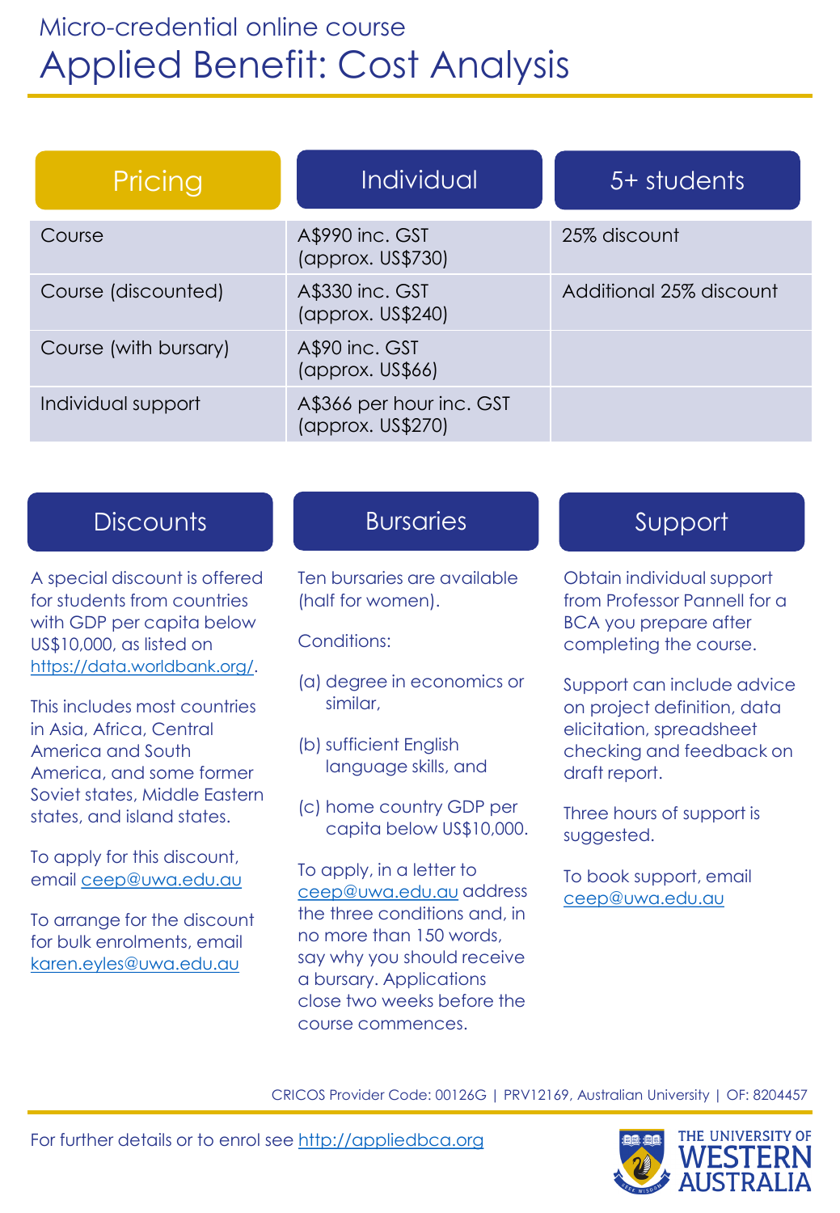Micro-credential online course

# Applied Benefit: Cost Analysis

| Pricing | Individual | 5+ students |
|---|---|---|
| Course | A$990 inc. GST (approx. US$730) | 25% discount |
| Course (discounted) | A$330 inc. GST (approx. US$240) | Additional 25% discount |
| Course (with bursary) | A$90 inc. GST (approx. US$66) | |
| Individual support | A$366 per hour inc. GST (approx. US$270) | |

## Discounts

A special discount is offered for students from countries with GDP per capita below US$10,000, as listed on https://data.worldbank.org/.

This includes most countries in Asia, Africa, Central America and South America, and some former Soviet states, Middle Eastern states, and island states.

To apply for this discount, email ceep@uwa.edu.au

To arrange for the discount for bulk enrolments, email karen.eyles@uwa.edu.au

## Bursaries

Ten bursaries are available (half for women).

Conditions:

(a) degree in economics or similar,

(b) sufficient English language skills, and

(c) home country GDP per capita below US$10,000.

To apply, in a letter to ceep@uwa.edu.au address the three conditions and, in no more than 150 words, say why you should receive a bursary. Applications close two weeks before the course commences.

## Support

Obtain individual support from Professor Pannell for a BCA you prepare after completing the course.

Support can include advice on project definition, data elicitation, spreadsheet checking and feedback on draft report.

Three hours of support is suggested.

To book support, email ceep@uwa.edu.au

CRICOS Provider Code: 00126G | PRV12169, Australian University | OF: 8204457

For further details or to enrol see http://appliedbca.org

THE UNIVERSITY OF WESTERN AUSTRALIA